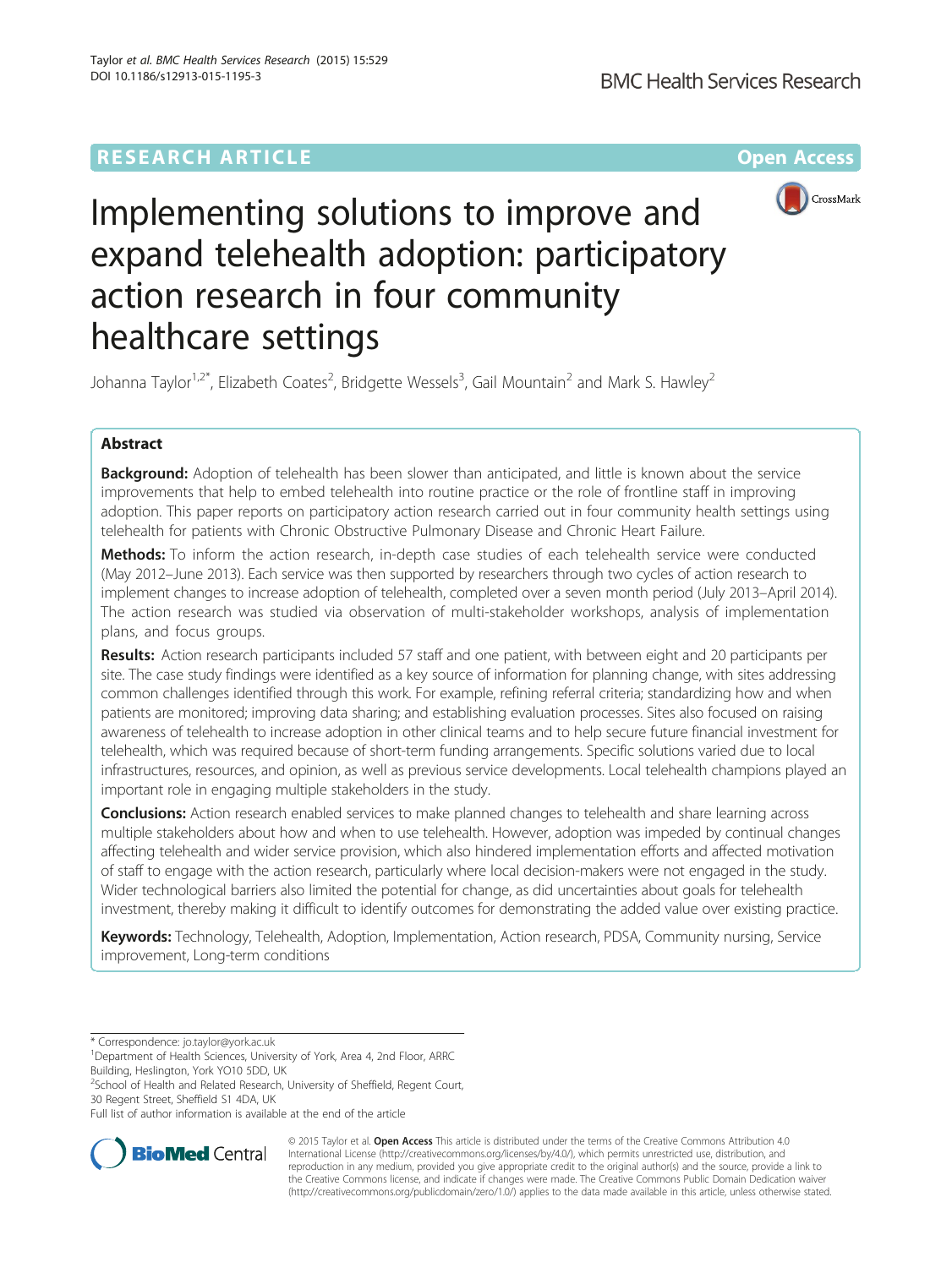RESEARCH ARTICLE

Open Access

# Implementing solutions to improve and expand telehealth adoption: participatory action research in four community healthcare settings

Johanna Taylor[1,2*], Elizabeth Coates[2], Bridgette Wessels[3], Gail Mountain[2] and Mark S. Hawley[2]

## Abstract

**Background:** Adoption of telehealth has been slower than anticipated, and little is known about the service improvements that help to embed telehealth into routine practice or the role of frontline staff in improving adoption. This paper reports on participatory action research carried out in four community health settings using telehealth for patients with Chronic Obstructive Pulmonary Disease and Chronic Heart Failure.

**Methods:** To inform the action research, in-depth case studies of each telehealth service were conducted (May 2012–June 2013). Each service was then supported by researchers through two cycles of action research to implement changes to increase adoption of telehealth, completed over a seven month period (July 2013–April 2014). The action research was studied via observation of multi-stakeholder workshops, analysis of implementation plans, and focus groups.

**Results:** Action research participants included 57 staff and one patient, with between eight and 20 participants per site. The case study findings were identified as a key source of information for planning change, with sites addressing common challenges identified through this work. For example, refining referral criteria; standardizing how and when patients are monitored; improving data sharing; and establishing evaluation processes. Sites also focused on raising awareness of telehealth to increase adoption in other clinical teams and to help secure future financial investment for telehealth, which was required because of short-term funding arrangements. Specific solutions varied due to local infrastructures, resources, and opinion, as well as previous service developments. Local telehealth champions played an important role in engaging multiple stakeholders in the study.

**Conclusions:** Action research enabled services to make planned changes to telehealth and share learning across multiple stakeholders about how and when to use telehealth. However, adoption was impeded by continual changes affecting telehealth and wider service provision, which also hindered implementation efforts and affected motivation of staff to engage with the action research, particularly where local decision-makers were not engaged in the study. Wider technological barriers also limited the potential for change, as did uncertainties about goals for telehealth investment, thereby making it difficult to identify outcomes for demonstrating the added value over existing practice.

**Keywords:** Technology, Telehealth, Adoption, Implementation, Action research, PDSA, Community nursing, Service improvement, Long-term conditions

\* Correspondence: jo.taylor@york.ac.uk
[1]Department of Health Sciences, University of York, Area 4, 2nd Floor, ARRC Building, Heslington, York YO10 5DD, UK
[2]School of Health and Related Research, University of Sheffield, Regent Court, 30 Regent Street, Sheffield S1 4DA, UK
Full list of author information is available at the end of the article

© 2015 Taylor et al. **Open Access** This article is distributed under the terms of the Creative Commons Attribution 4.0 International License (http://creativecommons.org/licenses/by/4.0/), which permits unrestricted use, distribution, and reproduction in any medium, provided you give appropriate credit to the original author(s) and the source, provide a link to the Creative Commons license, and indicate if changes were made. The Creative Commons Public Domain Dedication waiver (http://creativecommons.org/publicdomain/zero/1.0/) applies to the data made available in this article, unless otherwise stated.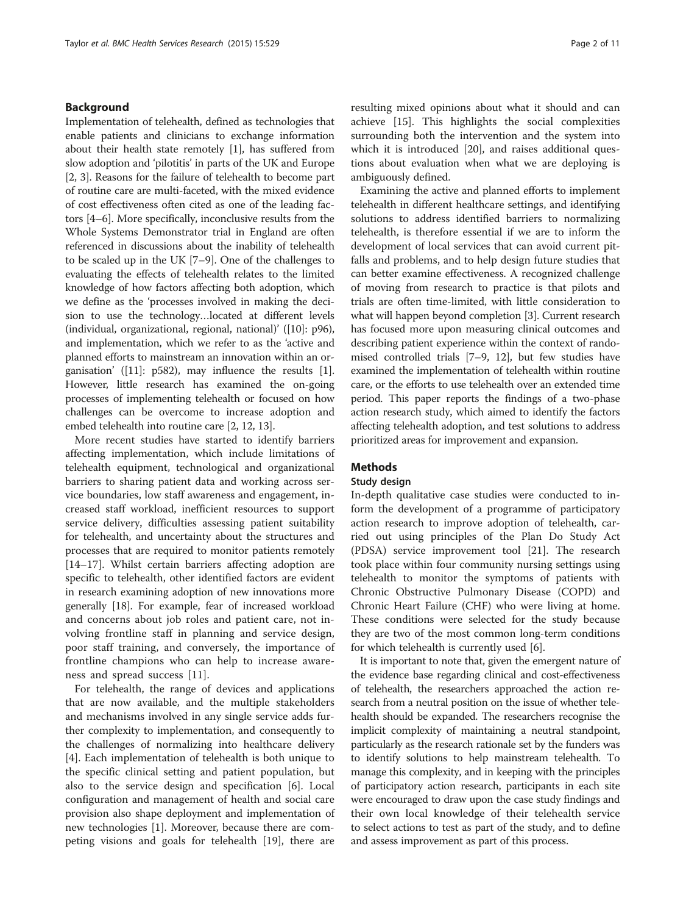## Background

Implementation of telehealth, defined as technologies that enable patients and clinicians to exchange information about their health state remotely [1], has suffered from slow adoption and 'pilotitis' in parts of the UK and Europe [2, 3]. Reasons for the failure of telehealth to become part of routine care are multi-faceted, with the mixed evidence of cost effectiveness often cited as one of the leading factors [4–6]. More specifically, inconclusive results from the Whole Systems Demonstrator trial in England are often referenced in discussions about the inability of telehealth to be scaled up in the UK [7–9]. One of the challenges to evaluating the effects of telehealth relates to the limited knowledge of how factors affecting both adoption, which we define as the 'processes involved in making the decision to use the technology…located at different levels (individual, organizational, regional, national)' ([10]: p96), and implementation, which we refer to as the 'active and planned efforts to mainstream an innovation within an organisation' ([11]: p582), may influence the results [1]. However, little research has examined the on-going processes of implementing telehealth or focused on how challenges can be overcome to increase adoption and embed telehealth into routine care [2, 12, 13].

More recent studies have started to identify barriers affecting implementation, which include limitations of telehealth equipment, technological and organizational barriers to sharing patient data and working across service boundaries, low staff awareness and engagement, increased staff workload, inefficient resources to support service delivery, difficulties assessing patient suitability for telehealth, and uncertainty about the structures and processes that are required to monitor patients remotely [14–17]. Whilst certain barriers affecting adoption are specific to telehealth, other identified factors are evident in research examining adoption of new innovations more generally [18]. For example, fear of increased workload and concerns about job roles and patient care, not involving frontline staff in planning and service design, poor staff training, and conversely, the importance of frontline champions who can help to increase awareness and spread success [11].

For telehealth, the range of devices and applications that are now available, and the multiple stakeholders and mechanisms involved in any single service adds further complexity to implementation, and consequently to the challenges of normalizing into healthcare delivery [4]. Each implementation of telehealth is both unique to the specific clinical setting and patient population, but also to the service design and specification [6]. Local configuration and management of health and social care provision also shape deployment and implementation of new technologies [1]. Moreover, because there are competing visions and goals for telehealth [19], there are resulting mixed opinions about what it should and can achieve [15]. This highlights the social complexities surrounding both the intervention and the system into which it is introduced [20], and raises additional questions about evaluation when what we are deploying is ambiguously defined.

Examining the active and planned efforts to implement telehealth in different healthcare settings, and identifying solutions to address identified barriers to normalizing telehealth, is therefore essential if we are to inform the development of local services that can avoid current pitfalls and problems, and to help design future studies that can better examine effectiveness. A recognized challenge of moving from research to practice is that pilots and trials are often time-limited, with little consideration to what will happen beyond completion [3]. Current research has focused more upon measuring clinical outcomes and describing patient experience within the context of randomised controlled trials [7–9, 12], but few studies have examined the implementation of telehealth within routine care, or the efforts to use telehealth over an extended time period. This paper reports the findings of a two-phase action research study, which aimed to identify the factors affecting telehealth adoption, and test solutions to address prioritized areas for improvement and expansion.

## Methods

### Study design

In-depth qualitative case studies were conducted to inform the development of a programme of participatory action research to improve adoption of telehealth, carried out using principles of the Plan Do Study Act (PDSA) service improvement tool [21]. The research took place within four community nursing settings using telehealth to monitor the symptoms of patients with Chronic Obstructive Pulmonary Disease (COPD) and Chronic Heart Failure (CHF) who were living at home. These conditions were selected for the study because they are two of the most common long-term conditions for which telehealth is currently used [6].

It is important to note that, given the emergent nature of the evidence base regarding clinical and cost-effectiveness of telehealth, the researchers approached the action research from a neutral position on the issue of whether telehealth should be expanded. The researchers recognise the implicit complexity of maintaining a neutral standpoint, particularly as the research rationale set by the funders was to identify solutions to help mainstream telehealth. To manage this complexity, and in keeping with the principles of participatory action research, participants in each site were encouraged to draw upon the case study findings and their own local knowledge of their telehealth service to select actions to test as part of the study, and to define and assess improvement as part of this process.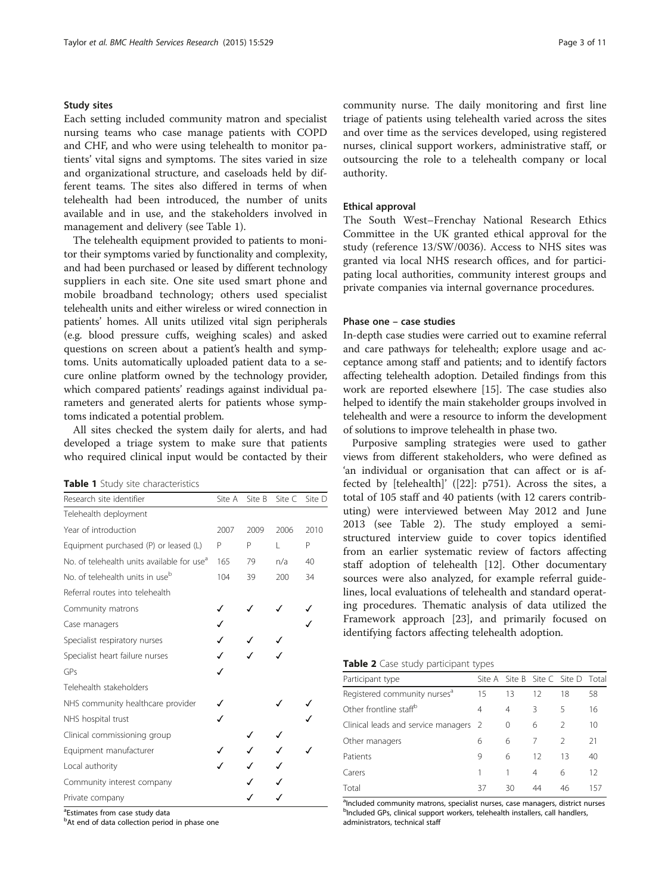### Study sites

Each setting included community matron and specialist nursing teams who case manage patients with COPD and CHF, and who were using telehealth to monitor patients' vital signs and symptoms. The sites varied in size and organizational structure, and caseloads held by different teams. The sites also differed in terms of when telehealth had been introduced, the number of units available and in use, and the stakeholders involved in management and delivery (see Table 1).

The telehealth equipment provided to patients to monitor their symptoms varied by functionality and complexity, and had been purchased or leased by different technology suppliers in each site. One site used smart phone and mobile broadband technology; others used specialist telehealth units and either wireless or wired connection in patients' homes. All units utilized vital sign peripherals (e.g. blood pressure cuffs, weighing scales) and asked questions on screen about a patient's health and symptoms. Units automatically uploaded patient data to a secure online platform owned by the technology provider, which compared patients' readings against individual parameters and generated alerts for patients whose symptoms indicated a potential problem.

All sites checked the system daily for alerts, and had developed a triage system to make sure that patients who required clinical input would be contacted by their community nurse. The daily monitoring and first line triage of patients using telehealth varied across the sites and over time as the services developed, using registered nurses, clinical support workers, administrative staff, or outsourcing the role to a telehealth company or local authority.

**Table 1** Study site characteristics

| Research site identifier | Site A | Site B | Site C | Site D |
|---|---|---|---|---|
| Telehealth deployment | | | | |
| Year of introduction | 2007 | 2009 | 2006 | 2010 |
| Equipment purchased (P) or leased (L) | P | P | L | P |
| No. of telehealth units available for use[a] | 165 | 79 | n/a | 40 |
| No. of telehealth units in use[b] | 104 | 39 | 200 | 34 |
| Referral routes into telehealth | | | | |
| Community matrons | ✓ | ✓ | ✓ | ✓ |
| Case managers | ✓ | | | ✓ |
| Specialist respiratory nurses | ✓ | ✓ | ✓ | |
| Specialist heart failure nurses | ✓ | ✓ | ✓ | |
| GPs | ✓ | | | |
| Telehealth stakeholders | | | | |
| NHS community healthcare provider | ✓ | | ✓ | ✓ |
| NHS hospital trust | ✓ | | | ✓ |
| Clinical commissioning group | | ✓ | ✓ | |
| Equipment manufacturer | ✓ | ✓ | ✓ | ✓ |
| Local authority | ✓ | ✓ | ✓ | |
| Community interest company | | ✓ | ✓ | |
| Private company | | ✓ | ✓ | |

[a]Estimates from case study data
[b]At end of data collection period in phase one

### Ethical approval

The South West–Frenchay National Research Ethics Committee in the UK granted ethical approval for the study (reference 13/SW/0036). Access to NHS sites was granted via local NHS research offices, and for participating local authorities, community interest groups and private companies via internal governance procedures.

### Phase one – case studies

In-depth case studies were carried out to examine referral and care pathways for telehealth; explore usage and acceptance among staff and patients; and to identify factors affecting telehealth adoption. Detailed findings from this work are reported elsewhere [15]. The case studies also helped to identify the main stakeholder groups involved in telehealth and were a resource to inform the development of solutions to improve telehealth in phase two.

Purposive sampling strategies were used to gather views from different stakeholders, who were defined as 'an individual or organisation that can affect or is affected by [telehealth]' ([22]: p751). Across the sites, a total of 105 staff and 40 patients (with 12 carers contributing) were interviewed between May 2012 and June 2013 (see Table 2). The study employed a semi-structured interview guide to cover topics identified from an earlier systematic review of factors affecting staff adoption of telehealth [12]. Other documentary sources were also analyzed, for example referral guidelines, local evaluations of telehealth and standard operating procedures. Thematic analysis of data utilized the Framework approach [23], and primarily focused on identifying factors affecting telehealth adoption.

**Table 2** Case study participant types

| Participant type | Site A | Site B | Site C | Site D | Total |
|---|---|---|---|---|---|
| Registered community nurses[a] | 15 | 13 | 12 | 18 | 58 |
| Other frontline staff[b] | 4 | 4 | 3 | 5 | 16 |
| Clinical leads and service managers | 2 | 0 | 6 | 2 | 10 |
| Other managers | 6 | 6 | 7 | 2 | 21 |
| Patients | 9 | 6 | 12 | 13 | 40 |
| Carers | 1 | 1 | 4 | 6 | 12 |
| Total | 37 | 30 | 44 | 46 | 157 |

[a]Included community matrons, specialist nurses, case managers, district nurses
[b]Included GPs, clinical support workers, telehealth installers, call handlers, administrators, technical staff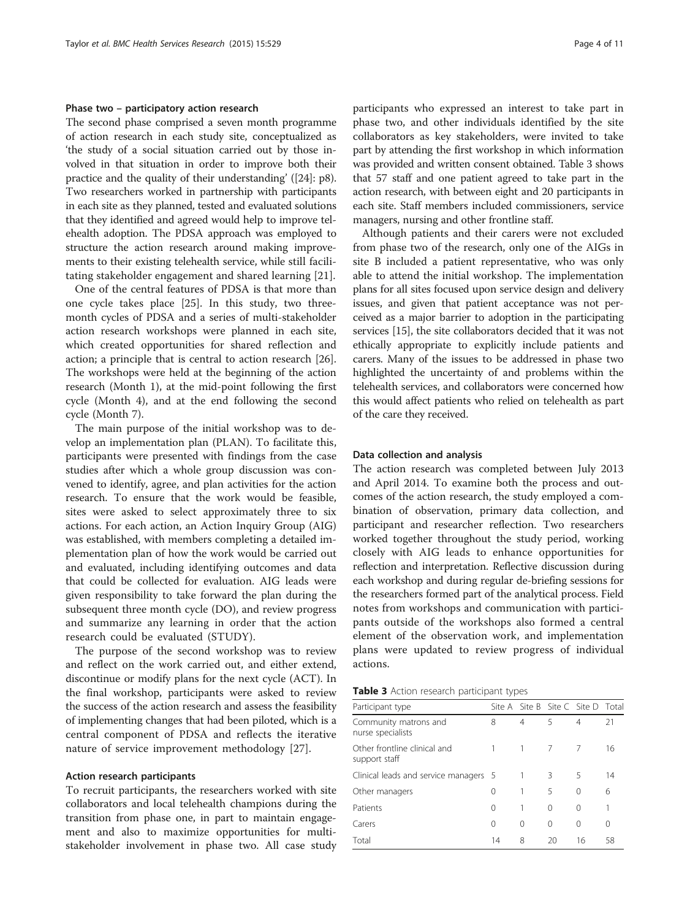### Phase two – participatory action research

The second phase comprised a seven month programme of action research in each study site, conceptualized as 'the study of a social situation carried out by those involved in that situation in order to improve both their practice and the quality of their understanding' ([24]: p8). Two researchers worked in partnership with participants in each site as they planned, tested and evaluated solutions that they identified and agreed would help to improve telehealth adoption. The PDSA approach was employed to structure the action research around making improvements to their existing telehealth service, while still facilitating stakeholder engagement and shared learning [21].

One of the central features of PDSA is that more than one cycle takes place [25]. In this study, two three-month cycles of PDSA and a series of multi-stakeholder action research workshops were planned in each site, which created opportunities for shared reflection and action; a principle that is central to action research [26]. The workshops were held at the beginning of the action research (Month 1), at the mid-point following the first cycle (Month 4), and at the end following the second cycle (Month 7).

The main purpose of the initial workshop was to develop an implementation plan (PLAN). To facilitate this, participants were presented with findings from the case studies after which a whole group discussion was convened to identify, agree, and plan activities for the action research. To ensure that the work would be feasible, sites were asked to select approximately three to six actions. For each action, an Action Inquiry Group (AIG) was established, with members completing a detailed implementation plan of how the work would be carried out and evaluated, including identifying outcomes and data that could be collected for evaluation. AIG leads were given responsibility to take forward the plan during the subsequent three month cycle (DO), and review progress and summarize any learning in order that the action research could be evaluated (STUDY).

The purpose of the second workshop was to review and reflect on the work carried out, and either extend, discontinue or modify plans for the next cycle (ACT). In the final workshop, participants were asked to review the success of the action research and assess the feasibility of implementing changes that had been piloted, which is a central component of PDSA and reflects the iterative nature of service improvement methodology [27].

### Action research participants

To recruit participants, the researchers worked with site collaborators and local telehealth champions during the transition from phase one, in part to maintain engagement and also to maximize opportunities for multi-stakeholder involvement in phase two. All case study participants who expressed an interest to take part in phase two, and other individuals identified by the site collaborators as key stakeholders, were invited to take part by attending the first workshop in which information was provided and written consent obtained. Table 3 shows that 57 staff and one patient agreed to take part in the action research, with between eight and 20 participants in each site. Staff members included commissioners, service managers, nursing and other frontline staff.

Although patients and their carers were not excluded from phase two of the research, only one of the AIGs in site B included a patient representative, who was only able to attend the initial workshop. The implementation plans for all sites focused upon service design and delivery issues, and given that patient acceptance was not perceived as a major barrier to adoption in the participating services [15], the site collaborators decided that it was not ethically appropriate to explicitly include patients and carers. Many of the issues to be addressed in phase two highlighted the uncertainty of and problems within the telehealth services, and collaborators were concerned how this would affect patients who relied on telehealth as part of the care they received.

### Data collection and analysis

The action research was completed between July 2013 and April 2014. To examine both the process and outcomes of the action research, the study employed a combination of observation, primary data collection, and participant and researcher reflection. Two researchers worked together throughout the study period, working closely with AIG leads to enhance opportunities for reflection and interpretation. Reflective discussion during each workshop and during regular de-briefing sessions for the researchers formed part of the analytical process. Field notes from workshops and communication with participants outside of the workshops also formed a central element of the observation work, and implementation plans were updated to review progress of individual actions.

**Table 3** Action research participant types

| Participant type | Site A | Site B | Site C | Site D | Total |
|---|---|---|---|---|---|
| Community matrons and nurse specialists | 8 | 4 | 5 | 4 | 21 |
| Other frontline clinical and support staff | 1 | 1 | 7 | 7 | 16 |
| Clinical leads and service managers | 5 | 1 | 3 | 5 | 14 |
| Other managers | 0 | 1 | 5 | 0 | 6 |
| Patients | 0 | 1 | 0 | 0 | 1 |
| Carers | 0 | 0 | 0 | 0 | 0 |
| Total | 14 | 8 | 20 | 16 | 58 |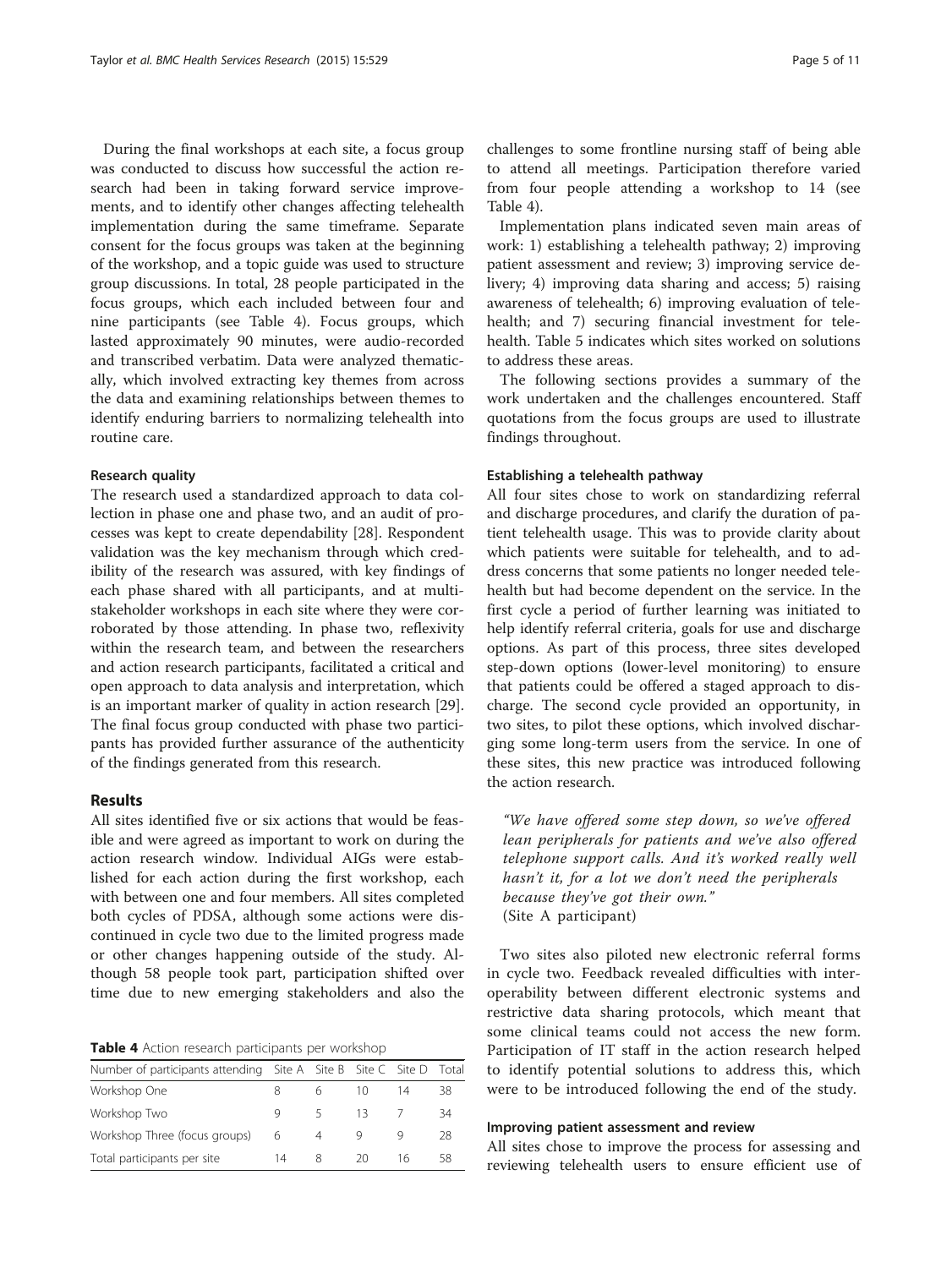During the final workshops at each site, a focus group was conducted to discuss how successful the action research had been in taking forward service improvements, and to identify other changes affecting telehealth implementation during the same timeframe. Separate consent for the focus groups was taken at the beginning of the workshop, and a topic guide was used to structure group discussions. In total, 28 people participated in the focus groups, which each included between four and nine participants (see Table 4). Focus groups, which lasted approximately 90 minutes, were audio-recorded and transcribed verbatim. Data were analyzed thematically, which involved extracting key themes from across the data and examining relationships between themes to identify enduring barriers to normalizing telehealth into routine care.

#### Research quality

The research used a standardized approach to data collection in phase one and phase two, and an audit of processes was kept to create dependability [28]. Respondent validation was the key mechanism through which credibility of the research was assured, with key findings of each phase shared with all participants, and at multistakeholder workshops in each site where they were corroborated by those attending. In phase two, reflexivity within the research team, and between the researchers and action research participants, facilitated a critical and open approach to data analysis and interpretation, which is an important marker of quality in action research [29]. The final focus group conducted with phase two participants has provided further assurance of the authenticity of the findings generated from this research.

## Results

All sites identified five or six actions that would be feasible and were agreed as important to work on during the action research window. Individual AIGs were established for each action during the first workshop, each with between one and four members. All sites completed both cycles of PDSA, although some actions were discontinued in cycle two due to the limited progress made or other changes happening outside of the study. Although 58 people took part, participation shifted over time due to new emerging stakeholders and also the challenges to some frontline nursing staff of being able to attend all meetings. Participation therefore varied from four people attending a workshop to 14 (see Table 4).

**Table 4** Action research participants per workshop

| Number of participants attending | Site A | Site B | Site C | Site D | Total |
|---|---|---|---|---|---|
| Workshop One | 8 | 6 | 10 | 14 | 38 |
| Workshop Two | 9 | 5 | 13 | 7 | 34 |
| Workshop Three (focus groups) | 6 | 4 | 9 | 9 | 28 |
| Total participants per site | 14 | 8 | 20 | 16 | 58 |

Implementation plans indicated seven main areas of work: 1) establishing a telehealth pathway; 2) improving patient assessment and review; 3) improving service delivery; 4) improving data sharing and access; 5) raising awareness of telehealth; 6) improving evaluation of telehealth; and 7) securing financial investment for telehealth. Table 5 indicates which sites worked on solutions to address these areas.

The following sections provides a summary of the work undertaken and the challenges encountered. Staff quotations from the focus groups are used to illustrate findings throughout.

#### Establishing a telehealth pathway

All four sites chose to work on standardizing referral and discharge procedures, and clarify the duration of patient telehealth usage. This was to provide clarity about which patients were suitable for telehealth, and to address concerns that some patients no longer needed telehealth but had become dependent on the service. In the first cycle a period of further learning was initiated to help identify referral criteria, goals for use and discharge options. As part of this process, three sites developed step-down options (lower-level monitoring) to ensure that patients could be offered a staged approach to discharge. The second cycle provided an opportunity, in two sites, to pilot these options, which involved discharging some long-term users from the service. In one of these sites, this new practice was introduced following the action research.

> *"We have offered some step down, so we've offered lean peripherals for patients and we've also offered telephone support calls. And it's worked really well hasn't it, for a lot we don't need the peripherals because they've got their own."*
> (Site A participant)

Two sites also piloted new electronic referral forms in cycle two. Feedback revealed difficulties with interoperability between different electronic systems and restrictive data sharing protocols, which meant that some clinical teams could not access the new form. Participation of IT staff in the action research helped to identify potential solutions to address this, which were to be introduced following the end of the study.

#### Improving patient assessment and review

All sites chose to improve the process for assessing and reviewing telehealth users to ensure efficient use of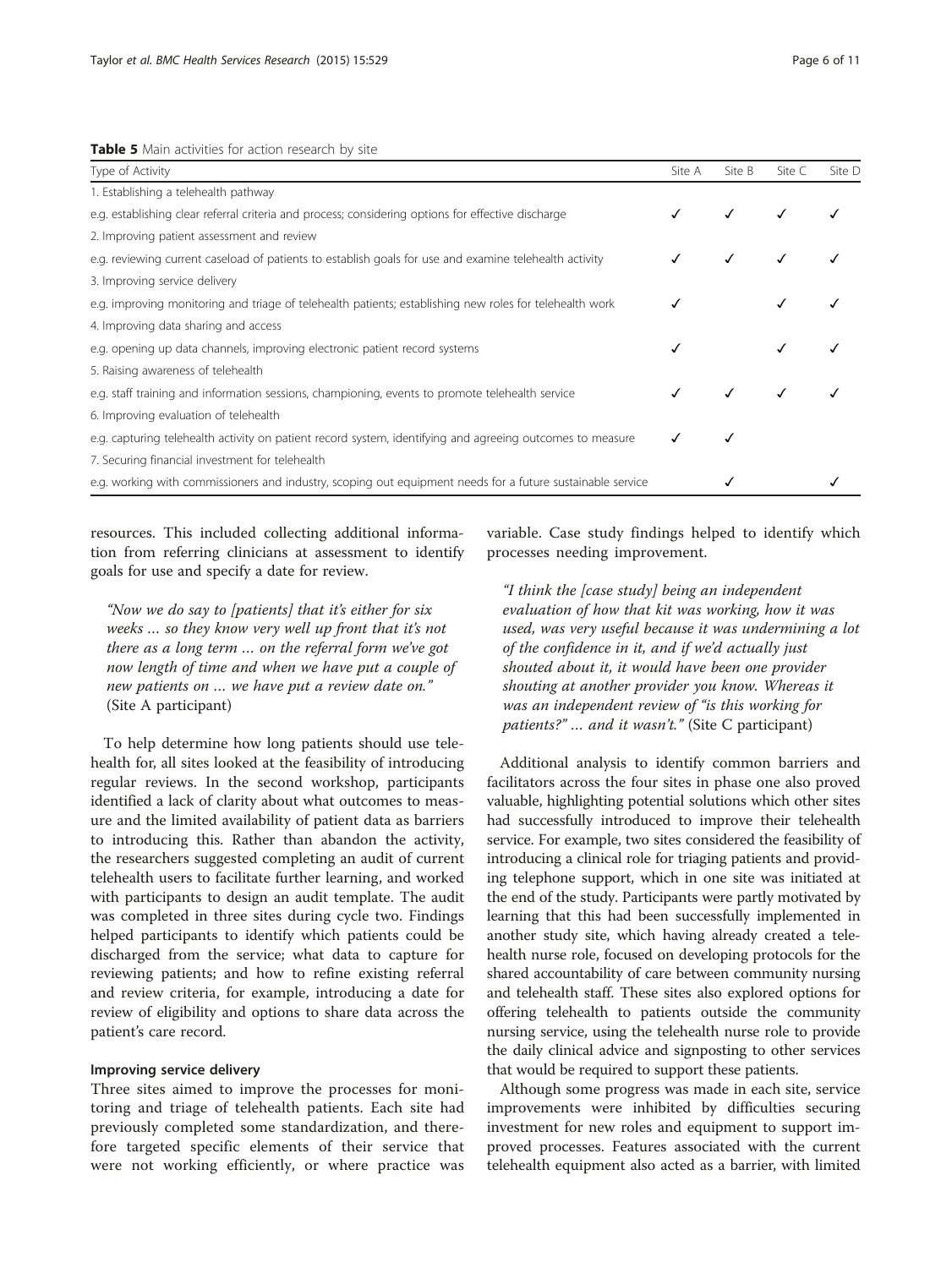**Table 5** Main activities for action research by site

| Type of Activity | Site A | Site B | Site C | Site D |
| --- | --- | --- | --- | --- |
| 1. Establishing a telehealth pathway | | | | |
| e.g. establishing clear referral criteria and process; considering options for effective discharge | ✓ | ✓ | ✓ | ✓ |
| 2. Improving patient assessment and review | | | | |
| e.g. reviewing current caseload of patients to establish goals for use and examine telehealth activity | ✓ | ✓ | ✓ | ✓ |
| 3. Improving service delivery | | | | |
| e.g. improving monitoring and triage of telehealth patients; establishing new roles for telehealth work | ✓ | | ✓ | ✓ |
| 4. Improving data sharing and access | | | | |
| e.g. opening up data channels, improving electronic patient record systems | ✓ | | ✓ | ✓ |
| 5. Raising awareness of telehealth | | | | |
| e.g. staff training and information sessions, championing, events to promote telehealth service | ✓ | ✓ | ✓ | ✓ |
| 6. Improving evaluation of telehealth | | | | |
| e.g. capturing telehealth activity on patient record system, identifying and agreeing outcomes to measure | ✓ | ✓ | | |
| 7. Securing financial investment for telehealth | | | | |
| e.g. working with commissioners and industry, scoping out equipment needs for a future sustainable service | | ✓ | | ✓ |

resources. This included collecting additional information from referring clinicians at assessment to identify goals for use and specify a date for review.

> *"Now we do say to [patients] that it's either for six weeks … so they know very well up front that it's not there as a long term … on the referral form we've got now length of time and when we have put a couple of new patients on … we have put a review date on."* (Site A participant)

To help determine how long patients should use telehealth for, all sites looked at the feasibility of introducing regular reviews. In the second workshop, participants identified a lack of clarity about what outcomes to measure and the limited availability of patient data as barriers to introducing this. Rather than abandon the activity, the researchers suggested completing an audit of current telehealth users to facilitate further learning, and worked with participants to design an audit template. The audit was completed in three sites during cycle two. Findings helped participants to identify which patients could be discharged from the service; what data to capture for reviewing patients; and how to refine existing referral and review criteria, for example, introducing a date for review of eligibility and options to share data across the patient's care record.

### Improving service delivery

Three sites aimed to improve the processes for monitoring and triage of telehealth patients. Each site had previously completed some standardization, and therefore targeted specific elements of their service that were not working efficiently, or where practice was variable. Case study findings helped to identify which processes needing improvement.

> *"I think the [case study] being an independent evaluation of how that kit was working, how it was used, was very useful because it was undermining a lot of the confidence in it, and if we'd actually just shouted about it, it would have been one provider shouting at another provider you know. Whereas it was an independent review of "is this working for patients?" … and it wasn't."* (Site C participant)

Additional analysis to identify common barriers and facilitators across the four sites in phase one also proved valuable, highlighting potential solutions which other sites had successfully introduced to improve their telehealth service. For example, two sites considered the feasibility of introducing a clinical role for triaging patients and providing telephone support, which in one site was initiated at the end of the study. Participants were partly motivated by learning that this had been successfully implemented in another study site, which having already created a telehealth nurse role, focused on developing protocols for the shared accountability of care between community nursing and telehealth staff. These sites also explored options for offering telehealth to patients outside the community nursing service, using the telehealth nurse role to provide the daily clinical advice and signposting to other services that would be required to support these patients.

Although some progress was made in each site, service improvements were inhibited by difficulties securing investment for new roles and equipment to support improved processes. Features associated with the current telehealth equipment also acted as a barrier, with limited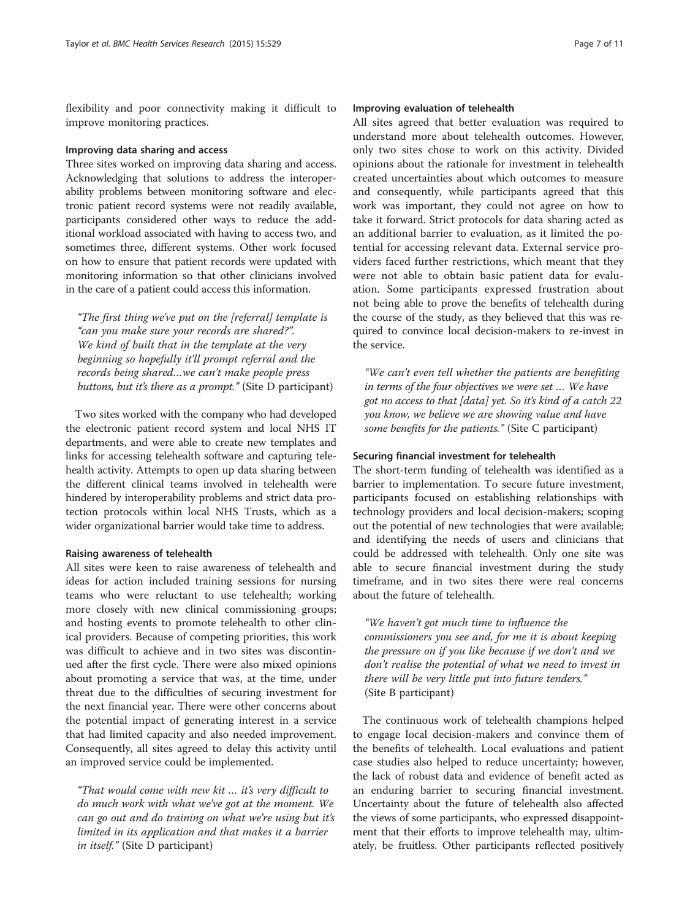flexibility and poor connectivity making it difficult to improve monitoring practices.

### Improving data sharing and access

Three sites worked on improving data sharing and access. Acknowledging that solutions to address the interoperability problems between monitoring software and electronic patient record systems were not readily available, participants considered other ways to reduce the additional workload associated with having to access two, and sometimes three, different systems. Other work focused on how to ensure that patient records were updated with monitoring information so that other clinicians involved in the care of a patient could access this information.

> *"The first thing we've put on the [referral] template is "can you make sure your records are shared?". We kind of built that in the template at the very beginning so hopefully it'll prompt referral and the records being shared…we can't make people press buttons, but it's there as a prompt."* (Site D participant)

Two sites worked with the company who had developed the electronic patient record system and local NHS IT departments, and were able to create new templates and links for accessing telehealth software and capturing telehealth activity. Attempts to open up data sharing between the different clinical teams involved in telehealth were hindered by interoperability problems and strict data protection protocols within local NHS Trusts, which as a wider organizational barrier would take time to address.

### Raising awareness of telehealth

All sites were keen to raise awareness of telehealth and ideas for action included training sessions for nursing teams who were reluctant to use telehealth; working more closely with new clinical commissioning groups; and hosting events to promote telehealth to other clinical providers. Because of competing priorities, this work was difficult to achieve and in two sites was discontinued after the first cycle. There were also mixed opinions about promoting a service that was, at the time, under threat due to the difficulties of securing investment for the next financial year. There were other concerns about the potential impact of generating interest in a service that had limited capacity and also needed improvement. Consequently, all sites agreed to delay this activity until an improved service could be implemented.

> *"That would come with new kit … it's very difficult to do much work with what we've got at the moment. We can go out and do training on what we're using but it's limited in its application and that makes it a barrier in itself."* (Site D participant)

### Improving evaluation of telehealth

All sites agreed that better evaluation was required to understand more about telehealth outcomes. However, only two sites chose to work on this activity. Divided opinions about the rationale for investment in telehealth created uncertainties about which outcomes to measure and consequently, while participants agreed that this work was important, they could not agree on how to take it forward. Strict protocols for data sharing acted as an additional barrier to evaluation, as it limited the potential for accessing relevant data. External service providers faced further restrictions, which meant that they were not able to obtain basic patient data for evaluation. Some participants expressed frustration about not being able to prove the benefits of telehealth during the course of the study, as they believed that this was required to convince local decision-makers to re-invest in the service.

> *"We can't even tell whether the patients are benefiting in terms of the four objectives we were set … We have got no access to that [data] yet. So it's kind of a catch 22 you know, we believe we are showing value and have some benefits for the patients."* (Site C participant)

### Securing financial investment for telehealth

The short-term funding of telehealth was identified as a barrier to implementation. To secure future investment, participants focused on establishing relationships with technology providers and local decision-makers; scoping out the potential of new technologies that were available; and identifying the needs of users and clinicians that could be addressed with telehealth. Only one site was able to secure financial investment during the study timeframe, and in two sites there were real concerns about the future of telehealth.

> *"We haven't got much time to influence the commissioners you see and, for me it is about keeping the pressure on if you like because if we don't and we don't realise the potential of what we need to invest in there will be very little put into future tenders."* (Site B participant)

The continuous work of telehealth champions helped to engage local decision-makers and convince them of the benefits of telehealth. Local evaluations and patient case studies also helped to reduce uncertainty; however, the lack of robust data and evidence of benefit acted as an enduring barrier to securing financial investment. Uncertainty about the future of telehealth also affected the views of some participants, who expressed disappointment that their efforts to improve telehealth may, ultimately, be fruitless. Other participants reflected positively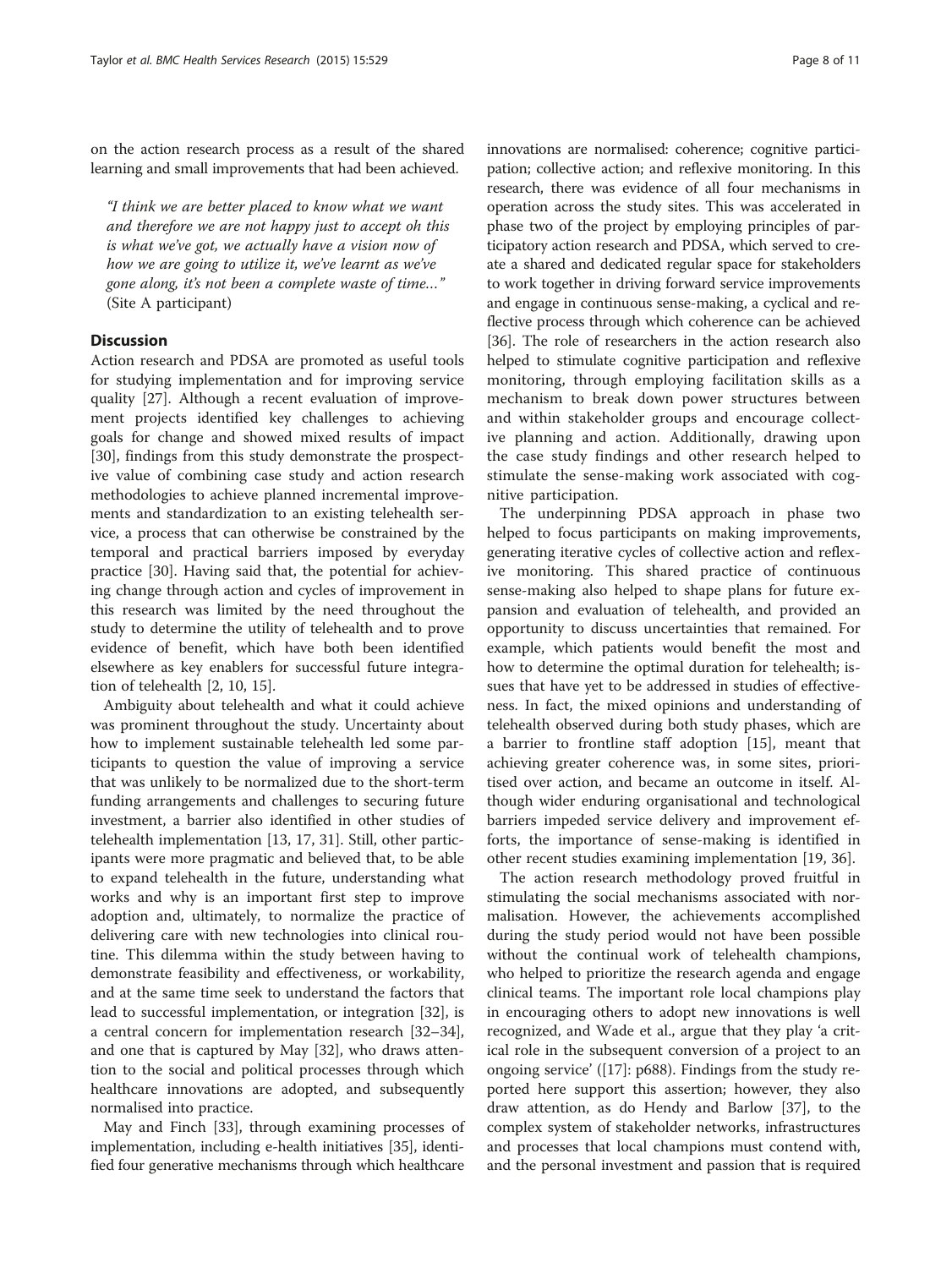on the action research process as a result of the shared learning and small improvements that had been achieved.

> *"I think we are better placed to know what we want and therefore we are not happy just to accept oh this is what we've got, we actually have a vision now of how we are going to utilize it, we've learnt as we've gone along, it's not been a complete waste of time…"* (Site A participant)

## Discussion

Action research and PDSA are promoted as useful tools for studying implementation and for improving service quality [27]. Although a recent evaluation of improvement projects identified key challenges to achieving goals for change and showed mixed results of impact [30], findings from this study demonstrate the prospective value of combining case study and action research methodologies to achieve planned incremental improvements and standardization to an existing telehealth service, a process that can otherwise be constrained by the temporal and practical barriers imposed by everyday practice [30]. Having said that, the potential for achieving change through action and cycles of improvement in this research was limited by the need throughout the study to determine the utility of telehealth and to prove evidence of benefit, which have both been identified elsewhere as key enablers for successful future integration of telehealth [2, 10, 15].

Ambiguity about telehealth and what it could achieve was prominent throughout the study. Uncertainty about how to implement sustainable telehealth led some participants to question the value of improving a service that was unlikely to be normalized due to the short-term funding arrangements and challenges to securing future investment, a barrier also identified in other studies of telehealth implementation [13, 17, 31]. Still, other participants were more pragmatic and believed that, to be able to expand telehealth in the future, understanding what works and why is an important first step to improve adoption and, ultimately, to normalize the practice of delivering care with new technologies into clinical routine. This dilemma within the study between having to demonstrate feasibility and effectiveness, or workability, and at the same time seek to understand the factors that lead to successful implementation, or integration [32], is a central concern for implementation research [32–34], and one that is captured by May [32], who draws attention to the social and political processes through which healthcare innovations are adopted, and subsequently normalised into practice.

May and Finch [33], through examining processes of implementation, including e-health initiatives [35], identified four generative mechanisms through which healthcare innovations are normalised: coherence; cognitive participation; collective action; and reflexive monitoring. In this research, there was evidence of all four mechanisms in operation across the study sites. This was accelerated in phase two of the project by employing principles of participatory action research and PDSA, which served to create a shared and dedicated regular space for stakeholders to work together in driving forward service improvements and engage in continuous sense-making, a cyclical and reflective process through which coherence can be achieved [36]. The role of researchers in the action research also helped to stimulate cognitive participation and reflexive monitoring, through employing facilitation skills as a mechanism to break down power structures between and within stakeholder groups and encourage collective planning and action. Additionally, drawing upon the case study findings and other research helped to stimulate the sense-making work associated with cognitive participation.

The underpinning PDSA approach in phase two helped to focus participants on making improvements, generating iterative cycles of collective action and reflexive monitoring. This shared practice of continuous sense-making also helped to shape plans for future expansion and evaluation of telehealth, and provided an opportunity to discuss uncertainties that remained. For example, which patients would benefit the most and how to determine the optimal duration for telehealth; issues that have yet to be addressed in studies of effectiveness. In fact, the mixed opinions and understanding of telehealth observed during both study phases, which are a barrier to frontline staff adoption [15], meant that achieving greater coherence was, in some sites, prioritised over action, and became an outcome in itself. Although wider enduring organisational and technological barriers impeded service delivery and improvement efforts, the importance of sense-making is identified in other recent studies examining implementation [19, 36].

The action research methodology proved fruitful in stimulating the social mechanisms associated with normalisation. However, the achievements accomplished during the study period would not have been possible without the continual work of telehealth champions, who helped to prioritize the research agenda and engage clinical teams. The important role local champions play in encouraging others to adopt new innovations is well recognized, and Wade et al., argue that they play 'a critical role in the subsequent conversion of a project to an ongoing service' ([17]: p688). Findings from the study reported here support this assertion; however, they also draw attention, as do Hendy and Barlow [37], to the complex system of stakeholder networks, infrastructures and processes that local champions must contend with, and the personal investment and passion that is required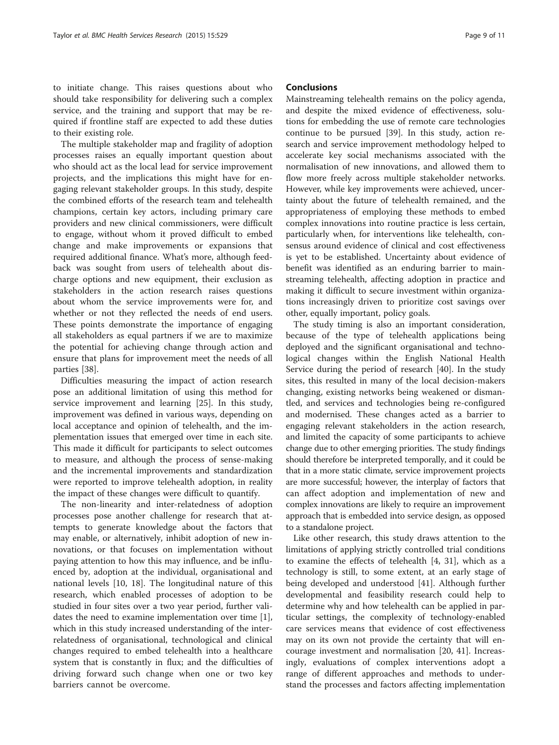to initiate change. This raises questions about who should take responsibility for delivering such a complex service, and the training and support that may be required if frontline staff are expected to add these duties to their existing role.

The multiple stakeholder map and fragility of adoption processes raises an equally important question about who should act as the local lead for service improvement projects, and the implications this might have for engaging relevant stakeholder groups. In this study, despite the combined efforts of the research team and telehealth champions, certain key actors, including primary care providers and new clinical commissioners, were difficult to engage, without whom it proved difficult to embed change and make improvements or expansions that required additional finance. What's more, although feedback was sought from users of telehealth about discharge options and new equipment, their exclusion as stakeholders in the action research raises questions about whom the service improvements were for, and whether or not they reflected the needs of end users. These points demonstrate the importance of engaging all stakeholders as equal partners if we are to maximize the potential for achieving change through action and ensure that plans for improvement meet the needs of all parties [38].

Difficulties measuring the impact of action research pose an additional limitation of using this method for service improvement and learning [25]. In this study, improvement was defined in various ways, depending on local acceptance and opinion of telehealth, and the implementation issues that emerged over time in each site. This made it difficult for participants to select outcomes to measure, and although the process of sense-making and the incremental improvements and standardization were reported to improve telehealth adoption, in reality the impact of these changes were difficult to quantify.

The non-linearity and inter-relatedness of adoption processes pose another challenge for research that attempts to generate knowledge about the factors that may enable, or alternatively, inhibit adoption of new innovations, or that focuses on implementation without paying attention to how this may influence, and be influenced by, adoption at the individual, organisational and national levels [10, 18]. The longitudinal nature of this research, which enabled processes of adoption to be studied in four sites over a two year period, further validates the need to examine implementation over time [1], which in this study increased understanding of the interrelatedness of organisational, technological and clinical changes required to embed telehealth into a healthcare system that is constantly in flux; and the difficulties of driving forward such change when one or two key barriers cannot be overcome.

## Conclusions

Mainstreaming telehealth remains on the policy agenda, and despite the mixed evidence of effectiveness, solutions for embedding the use of remote care technologies continue to be pursued [39]. In this study, action research and service improvement methodology helped to accelerate key social mechanisms associated with the normalisation of new innovations, and allowed them to flow more freely across multiple stakeholder networks. However, while key improvements were achieved, uncertainty about the future of telehealth remained, and the appropriateness of employing these methods to embed complex innovations into routine practice is less certain, particularly when, for interventions like telehealth, consensus around evidence of clinical and cost effectiveness is yet to be established. Uncertainty about evidence of benefit was identified as an enduring barrier to mainstreaming telehealth, affecting adoption in practice and making it difficult to secure investment within organizations increasingly driven to prioritize cost savings over other, equally important, policy goals.

The study timing is also an important consideration, because of the type of telehealth applications being deployed and the significant organisational and technological changes within the English National Health Service during the period of research [40]. In the study sites, this resulted in many of the local decision-makers changing, existing networks being weakened or dismantled, and services and technologies being re-configured and modernised. These changes acted as a barrier to engaging relevant stakeholders in the action research, and limited the capacity of some participants to achieve change due to other emerging priorities. The study findings should therefore be interpreted temporally, and it could be that in a more static climate, service improvement projects are more successful; however, the interplay of factors that can affect adoption and implementation of new and complex innovations are likely to require an improvement approach that is embedded into service design, as opposed to a standalone project.

Like other research, this study draws attention to the limitations of applying strictly controlled trial conditions to examine the effects of telehealth [4, 31], which as a technology is still, to some extent, at an early stage of being developed and understood [41]. Although further developmental and feasibility research could help to determine why and how telehealth can be applied in particular settings, the complexity of technology-enabled care services means that evidence of cost effectiveness may on its own not provide the certainty that will encourage investment and normalisation [20, 41]. Increasingly, evaluations of complex interventions adopt a range of different approaches and methods to understand the processes and factors affecting implementation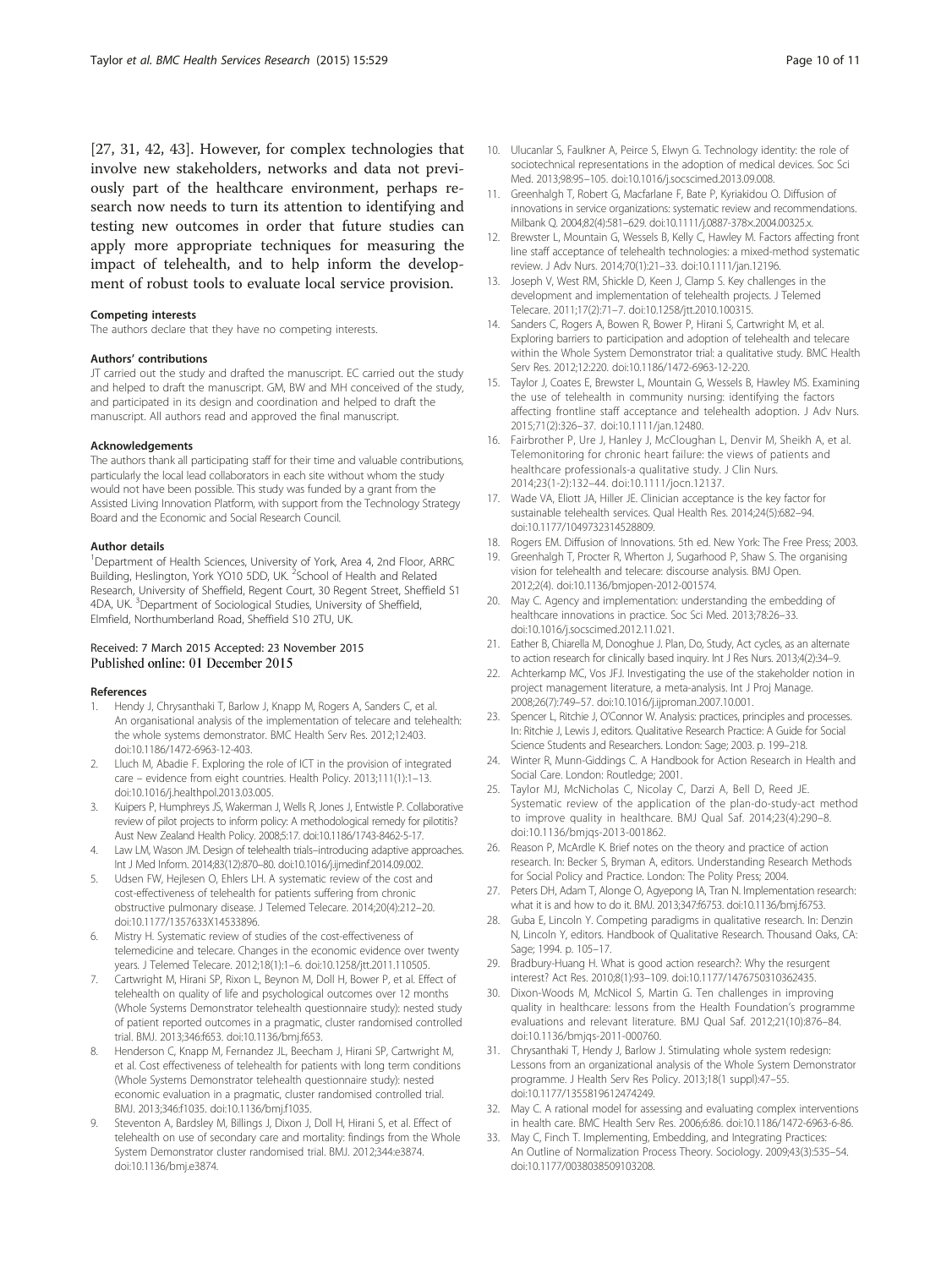[27, 31, 42, 43]. However, for complex technologies that involve new stakeholders, networks and data not previously part of the healthcare environment, perhaps research now needs to turn its attention to identifying and testing new outcomes in order that future studies can apply more appropriate techniques for measuring the impact of telehealth, and to help inform the development of robust tools to evaluate local service provision.

#### Competing interests

The authors declare that they have no competing interests.

#### Authors' contributions

JT carried out the study and drafted the manuscript. EC carried out the study and helped to draft the manuscript. GM, BW and MH conceived of the study, and participated in its design and coordination and helped to draft the manuscript. All authors read and approved the final manuscript.

#### Acknowledgements

The authors thank all participating staff for their time and valuable contributions, particularly the local lead collaborators in each site without whom the study would not have been possible. This study was funded by a grant from the Assisted Living Innovation Platform, with support from the Technology Strategy Board and the Economic and Social Research Council.

#### Author details

[1]Department of Health Sciences, University of York, Area 4, 2nd Floor, ARRC Building, Heslington, York YO10 5DD, UK. [2]School of Health and Related Research, University of Sheffield, Regent Court, 30 Regent Street, Sheffield S1 4DA, UK. [3]Department of Sociological Studies, University of Sheffield, Elmfield, Northumberland Road, Sheffield S10 2TU, UK.

Received: 7 March 2015 Accepted: 23 November 2015
Published online: 01 December 2015

#### References

1. Hendy J, Chrysanthaki T, Barlow J, Knapp M, Rogers A, Sanders C, et al. An organisational analysis of the implementation of telecare and telehealth: the whole systems demonstrator. BMC Health Serv Res. 2012;12:403. doi:10.1186/1472-6963-12-403.
2. Lluch M, Abadie F. Exploring the role of ICT in the provision of integrated care – evidence from eight countries. Health Policy. 2013;111(1):1–13. doi:10.1016/j.healthpol.2013.03.005.
3. Kuipers P, Humphreys JS, Wakerman J, Wells R, Jones J, Entwistle P. Collaborative review of pilot projects to inform policy: A methodological remedy for pilotitis? Aust New Zealand Health Policy. 2008;5:17. doi:10.1186/1743-8462-5-17.
4. Law LM, Wason JM. Design of telehealth trials–introducing adaptive approaches. Int J Med Inform. 2014;83(12):870–80. doi:10.1016/j.ijmedinf.2014.09.002.
5. Udsen FW, Hejlesen O, Ehlers LH. A systematic review of the cost and cost-effectiveness of telehealth for patients suffering from chronic obstructive pulmonary disease. J Telemed Telecare. 2014;20(4):212–20. doi:10.1177/1357633X14533896.
6. Mistry H. Systematic review of studies of the cost-effectiveness of telemedicine and telecare. Changes in the economic evidence over twenty years. J Telemed Telecare. 2012;18(1):1–6. doi:10.1258/jtt.2011.110505.
7. Cartwright M, Hirani SP, Rixon L, Beynon M, Doll H, Bower P, et al. Effect of telehealth on quality of life and psychological outcomes over 12 months (Whole Systems Demonstrator telehealth questionnaire study): nested study of patient reported outcomes in a pragmatic, cluster randomised controlled trial. BMJ. 2013;346:f653. doi:10.1136/bmj.f653.
8. Henderson C, Knapp M, Fernandez JL, Beecham J, Hirani SP, Cartwright M, et al. Cost effectiveness of telehealth for patients with long term conditions (Whole Systems Demonstrator telehealth questionnaire study): nested economic evaluation in a pragmatic, cluster randomised controlled trial. BMJ. 2013;346:f1035. doi:10.1136/bmj.f1035.
9. Steventon A, Bardsley M, Billings J, Dixon J, Doll H, Hirani S, et al. Effect of telehealth on use of secondary care and mortality: findings from the Whole System Demonstrator cluster randomised trial. BMJ. 2012;344:e3874. doi:10.1136/bmj.e3874.
10. Ulucanlar S, Faulkner A, Peirce S, Elwyn G. Technology identity: the role of sociotechnical representations in the adoption of medical devices. Soc Sci Med. 2013;98:95–105. doi:10.1016/j.socscimed.2013.09.008.
11. Greenhalgh T, Robert G, Macfarlane F, Bate P, Kyriakidou O. Diffusion of innovations in service organizations: systematic review and recommendations. Milbank Q. 2004;82(4):581–629. doi:10.1111/j.0887-378×.2004.00325.x.
12. Brewster L, Mountain G, Wessels B, Kelly C, Hawley M. Factors affecting front line staff acceptance of telehealth technologies: a mixed-method systematic review. J Adv Nurs. 2014;70(1):21–33. doi:10.1111/jan.12196.
13. Joseph V, West RM, Shickle D, Keen J, Clamp S. Key challenges in the development and implementation of telehealth projects. J Telemed Telecare. 2011;17(2):71–7. doi:10.1258/jtt.2010.100315.
14. Sanders C, Rogers A, Bowen R, Bower P, Hirani S, Cartwright M, et al. Exploring barriers to participation and adoption of telehealth and telecare within the Whole System Demonstrator trial: a qualitative study. BMC Health Serv Res. 2012;12:220. doi:10.1186/1472-6963-12-220.
15. Taylor J, Coates E, Brewster L, Mountain G, Wessels B, Hawley MS. Examining the use of telehealth in community nursing: identifying the factors affecting frontline staff acceptance and telehealth adoption. J Adv Nurs. 2015;71(2):326–37. doi:10.1111/jan.12480.
16. Fairbrother P, Ure J, Hanley J, McCloughan L, Denvir M, Sheikh A, et al. Telemonitoring for chronic heart failure: the views of patients and healthcare professionals-a qualitative study. J Clin Nurs. 2014;23(1-2):132–44. doi:10.1111/jocn.12137.
17. Wade VA, Eliott JA, Hiller JE. Clinician acceptance is the key factor for sustainable telehealth services. Qual Health Res. 2014;24(5):682–94. doi:10.1177/1049732314528809.
18. Rogers EM. Diffusion of Innovations. 5th ed. New York: The Free Press; 2003.
19. Greenhalgh T, Procter R, Wherton J, Sugarhood P, Shaw S. The organising vision for telehealth and telecare: discourse analysis. BMJ Open. 2012;2(4). doi:10.1136/bmjopen-2012-001574.
20. May C. Agency and implementation: understanding the embedding of healthcare innovations in practice. Soc Sci Med. 2013;78:26–33. doi:10.1016/j.socscimed.2012.11.021.
21. Eather B, Chiarella M, Donoghue J. Plan, Do, Study, Act cycles, as an alternate to action research for clinically based inquiry. Int J Res Nurs. 2013;4(2):34–9.
22. Achterkamp MC, Vos JFJ. Investigating the use of the stakeholder notion in project management literature, a meta-analysis. Int J Proj Manage. 2008;26(7):749–57. doi:10.1016/j.ijproman.2007.10.001.
23. Spencer L, Ritchie J, O'Connor W. Analysis: practices, principles and processes. In: Ritchie J, Lewis J, editors. Qualitative Research Practice: A Guide for Social Science Students and Researchers. London: Sage; 2003. p. 199–218.
24. Winter R, Munn-Giddings C. A Handbook for Action Research in Health and Social Care. London: Routledge; 2001.
25. Taylor MJ, McNicholas C, Nicolay C, Darzi A, Bell D, Reed JE. Systematic review of the application of the plan-do-study-act method to improve quality in healthcare. BMJ Qual Saf. 2014;23(4):290–8. doi:10.1136/bmjqs-2013-001862.
26. Reason P, McArdle K. Brief notes on the theory and practice of action research. In: Becker S, Bryman A, editors. Understanding Research Methods for Social Policy and Practice. London: The Polity Press; 2004.
27. Peters DH, Adam T, Alonge O, Agyepong IA, Tran N. Implementation research: what it is and how to do it. BMJ. 2013;347:f6753. doi:10.1136/bmj.f6753.
28. Guba E, Lincoln Y. Competing paradigms in qualitative research. In: Denzin N, Lincoln Y, editors. Handbook of Qualitative Research. Thousand Oaks, CA: Sage; 1994. p. 105–17.
29. Bradbury-Huang H. What is good action research?: Why the resurgent interest? Act Res. 2010;8(1):93–109. doi:10.1177/1476750310362435.
30. Dixon-Woods M, McNicol S, Martin G. Ten challenges in improving quality in healthcare: lessons from the Health Foundation's programme evaluations and relevant literature. BMJ Qual Saf. 2012;21(10):876–84. doi:10.1136/bmjqs-2011-000760.
31. Chrysanthaki T, Hendy J, Barlow J. Stimulating whole system redesign: Lessons from an organizational analysis of the Whole System Demonstrator programme. J Health Serv Res Policy. 2013;18(1 suppl):47–55. doi:10.1177/1355819612474249.
32. May C. A rational model for assessing and evaluating complex interventions in health care. BMC Health Serv Res. 2006;6:86. doi:10.1186/1472-6963-6-86.
33. May C, Finch T. Implementing, Embedding, and Integrating Practices: An Outline of Normalization Process Theory. Sociology. 2009;43(3):535–54. doi:10.1177/0038038509103208.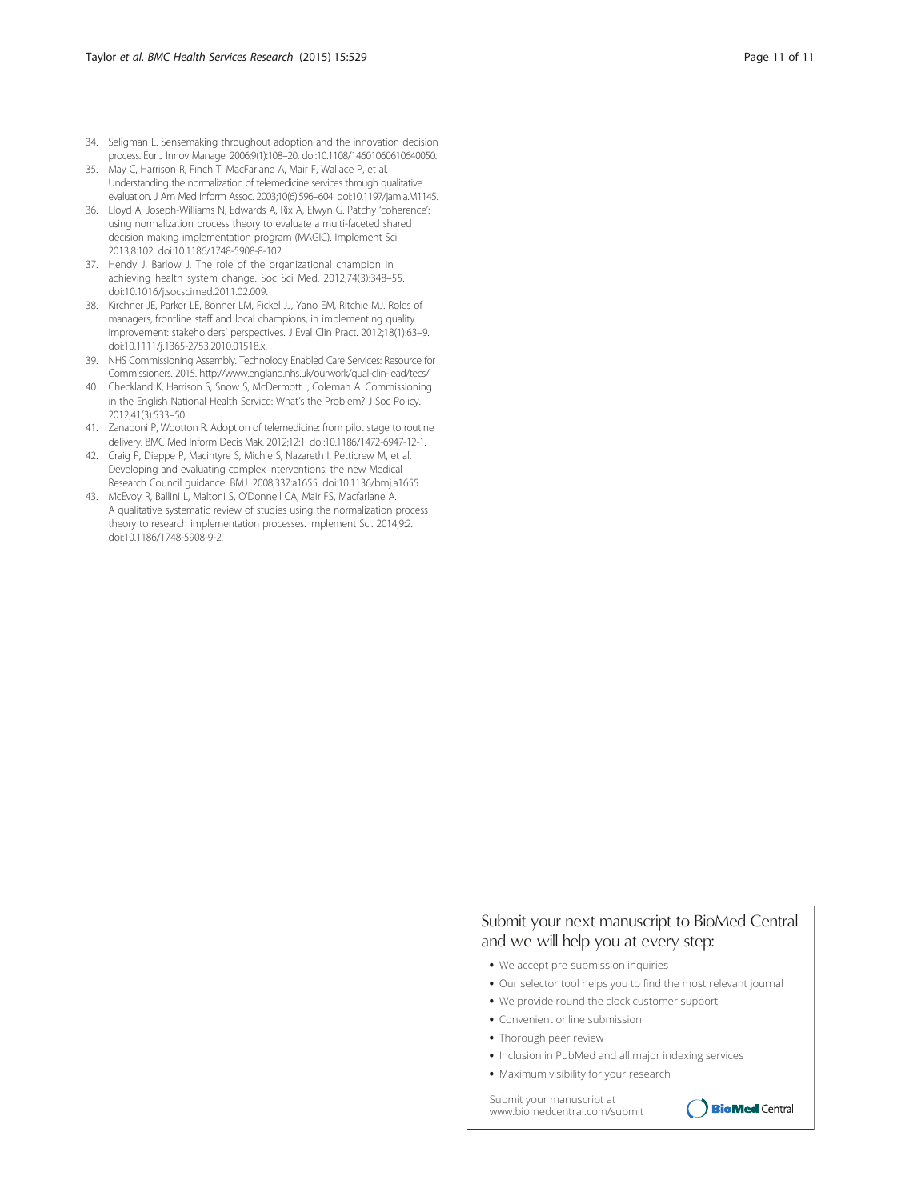34. Seligman L. Sensemaking throughout adoption and the innovation-decision process. Eur J Innov Manage. 2006;9(1):108–20. doi:10.1108/14601060610640050.
35. May C, Harrison R, Finch T, MacFarlane A, Mair F, Wallace P, et al. Understanding the normalization of telemedicine services through qualitative evaluation. J Am Med Inform Assoc. 2003;10(6):596–604. doi:10.1197/jamia.M1145.
36. Lloyd A, Joseph-Williams N, Edwards A, Rix A, Elwyn G. Patchy 'coherence': using normalization process theory to evaluate a multi-faceted shared decision making implementation program (MAGIC). Implement Sci. 2013;8:102. doi:10.1186/1748-5908-8-102.
37. Hendy J, Barlow J. The role of the organizational champion in achieving health system change. Soc Sci Med. 2012;74(3):348–55. doi:10.1016/j.socscimed.2011.02.009.
38. Kirchner JE, Parker LE, Bonner LM, Fickel JJ, Yano EM, Ritchie MJ. Roles of managers, frontline staff and local champions, in implementing quality improvement: stakeholders' perspectives. J Eval Clin Pract. 2012;18(1):63–9. doi:10.1111/j.1365-2753.2010.01518.x.
39. NHS Commissioning Assembly. Technology Enabled Care Services: Resource for Commissioners. 2015. http://www.england.nhs.uk/ourwork/qual-clin-lead/tecs/.
40. Checkland K, Harrison S, Snow S, McDermott I, Coleman A. Commissioning in the English National Health Service: What's the Problem? J Soc Policy. 2012;41(3):533–50.
41. Zanaboni P, Wootton R. Adoption of telemedicine: from pilot stage to routine delivery. BMC Med Inform Decis Mak. 2012;12:1. doi:10.1186/1472-6947-12-1.
42. Craig P, Dieppe P, Macintyre S, Michie S, Nazareth I, Petticrew M, et al. Developing and evaluating complex interventions: the new Medical Research Council guidance. BMJ. 2008;337:a1655. doi:10.1136/bmj.a1655.
43. McEvoy R, Ballini L, Maltoni S, O'Donnell CA, Mair FS, Macfarlane A. A qualitative systematic review of studies using the normalization process theory to research implementation processes. Implement Sci. 2014;9:2. doi:10.1186/1748-5908-9-2.

Submit your next manuscript to BioMed Central and we will help you at every step:

- We accept pre-submission inquiries
- Our selector tool helps you to find the most relevant journal
- We provide round the clock customer support
- Convenient online submission
- Thorough peer review
- Inclusion in PubMed and all major indexing services
- Maximum visibility for your research

Submit your manuscript at
www.biomedcentral.com/submit

BioMed Central